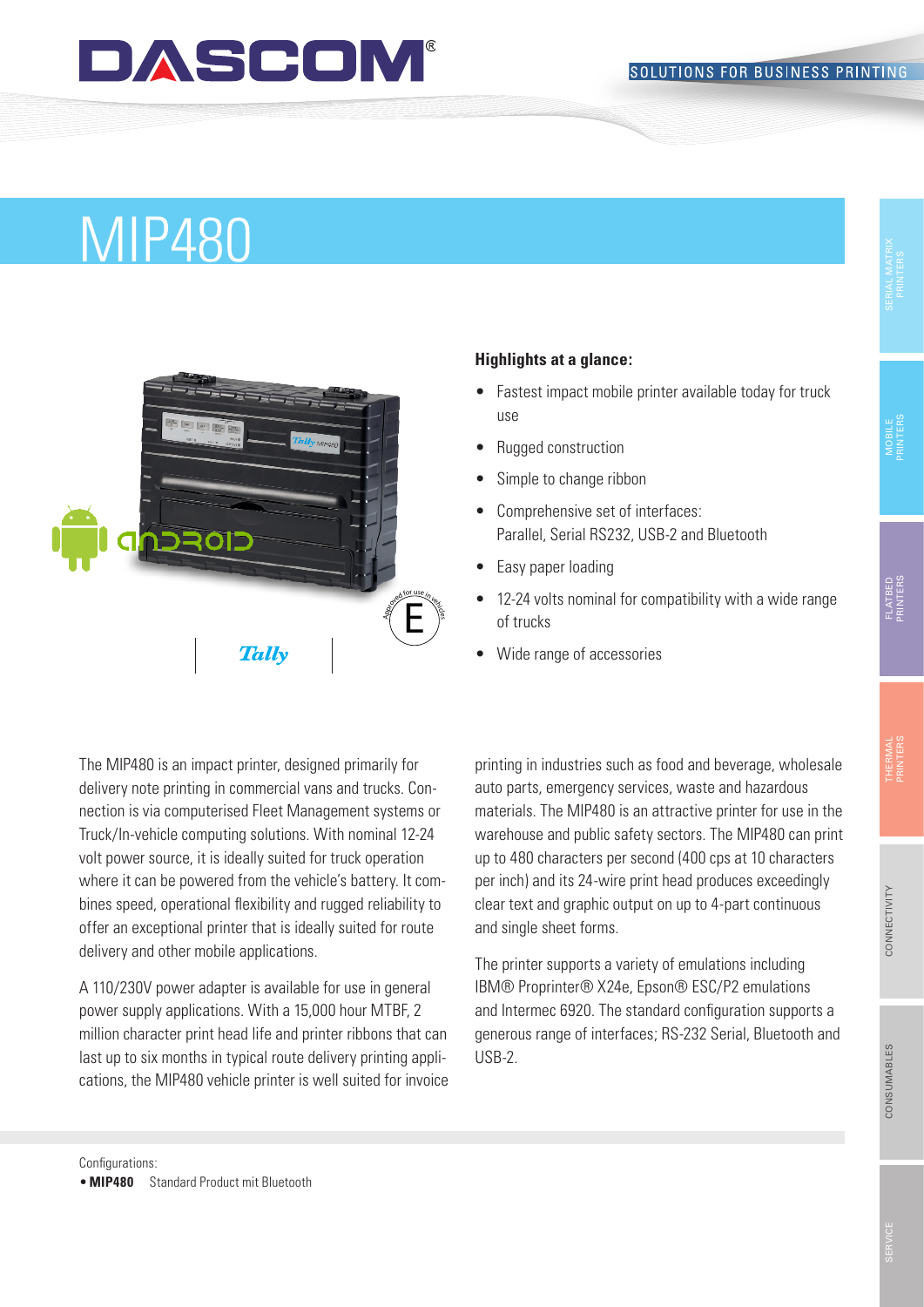# MIP480

**Highlights at a glance:**

- Fastest impact mobile printer available today for truck use
- Rugged construction
- Simple to change ribbon
- Comprehensive set of interfaces: Parallel, Serial RS232, USB-2 and Bluetooth
- Easy paper loading
- 12-24 volts nominal for compatibility with a wide range of trucks
- Wide range of accessories

The MIP480 is an impact printer, designed primarily for delivery note printing in commercial vans and trucks. Connection is via computerised Fleet Management systems or Truck/In-vehicle computing solutions. With nominal 12-24 volt power source, it is ideally suited for truck operation where it can be powered from the vehicle's battery. It combines speed, operational flexibility and rugged reliability to offer an exceptional printer that is ideally suited for route delivery and other mobile applications.

A 110/230V power adapter is available for use in general power supply applications. With a 15,000 hour MTBF, 2 million character print head life and printer ribbons that can last up to six months in typical route delivery printing applications, the MIP480 vehicle printer is well suited for invoice printing in industries such as food and beverage, wholesale auto parts, emergency services, waste and hazardous materials. The MIP480 is an attractive printer for use in the warehouse and public safety sectors. The MIP480 can print up to 480 characters per second (400 cps at 10 characters per inch) and its 24-wire print head produces exceedingly clear text and graphic output on up to 4-part continuous and single sheet forms.

The printer supports a variety of emulations including IBM® Proprinter® X24e, Epson® ESC/P2 emulations and Intermec 6920. The standard configuration supports a generous range of interfaces; RS-232 Serial, Bluetooth and USB-2.

Configurations:

- **MIP480** Standard Product mit Bluetooth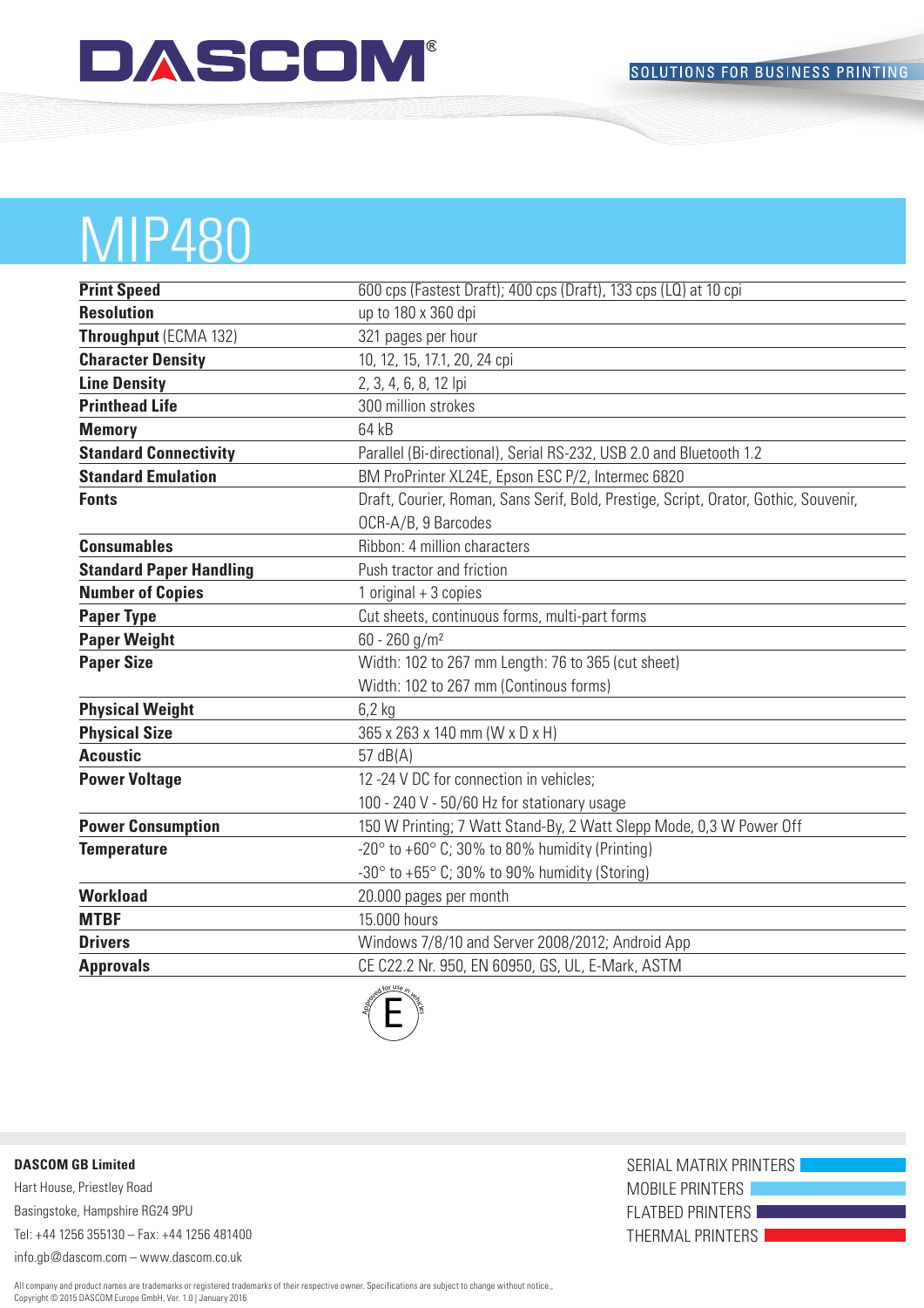DASCOM®

SOLUTIONS FOR BUSINESS PRINTING

# MIP480

| | |
|---|---|
| **Print Speed** | 600 cps (Fastest Draft); 400 cps (Draft), 133 cps (LQ) at 10 cpi |
| **Resolution** | up to 180 x 360 dpi |
| **Throughput** (ECMA 132) | 321 pages per hour |
| **Character Density** | 10, 12, 15, 17.1, 20, 24 cpi |
| **Line Density** | 2, 3, 4, 6, 8, 12 lpi |
| **Printhead Life** | 300 million strokes |
| **Memory** | 64 kB |
| **Standard Connectivity** | Parallel (Bi-directional), Serial RS-232, USB 2.0 and Bluetooth 1.2 |
| **Standard Emulation** | BM ProPrinter XL24E, Epson ESC P/2, Intermec 6820 |
| **Fonts** | Draft, Courier, Roman, Sans Serif, Bold, Prestige, Script, Orator, Gothic, Souvenir, OCR-A/B, 9 Barcodes |
| **Consumables** | Ribbon: 4 million characters |
| **Standard Paper Handling** | Push tractor and friction |
| **Number of Copies** | 1 original + 3 copies |
| **Paper Type** | Cut sheets, continuous forms, multi-part forms |
| **Paper Weight** | 60 - 260 g/m² |
| **Paper Size** | Width: 102 to 267 mm Length: 76 to 365 (cut sheet)<br>Width: 102 to 267 mm (Continous forms) |
| **Physical Weight** | 6,2 kg |
| **Physical Size** | 365 x 263 x 140 mm (W x D x H) |
| **Acoustic** | 57 dB(A) |
| **Power Voltage** | 12 -24 V DC for connection in vehicles;<br>100 - 240 V - 50/60 Hz for stationary usage |
| **Power Consumption** | 150 W Printing; 7 Watt Stand-By, 2 Watt Slepp Mode, 0,3 W Power Off |
| **Temperature** | -20° to +60° C; 30% to 80% humidity (Printing)<br>-30° to +65° C; 30% to 90% humidity (Storing) |
| **Workload** | 20.000 pages per month |
| **MTBF** | 15.000 hours |
| **Drivers** | Windows 7/8/10 and Server 2008/2012; Android App |
| **Approvals** | CE C22.2 Nr. 950, EN 60950, GS, UL, E-Mark, ASTM |

Approved for use in vehicles E

**DASCOM GB Limited**
Hart House, Priestley Road
Basingstoke, Hampshire RG24 9PU
Tel: +44 1256 355130 – Fax: +44 1256 481400
info.gb@dascom.com – www.dascom.co.uk

SERIAL MATRIX PRINTERS
MOBILE PRINTERS
FLATBED PRINTERS
THERMAL PRINTERS

All company and product names are trademarks or registered trademarks of their respective owner. Specifications are subject to change without notice.,
Copyright © 2015 DASCOM Europe GmbH, Ver. 1.0 | January 2016